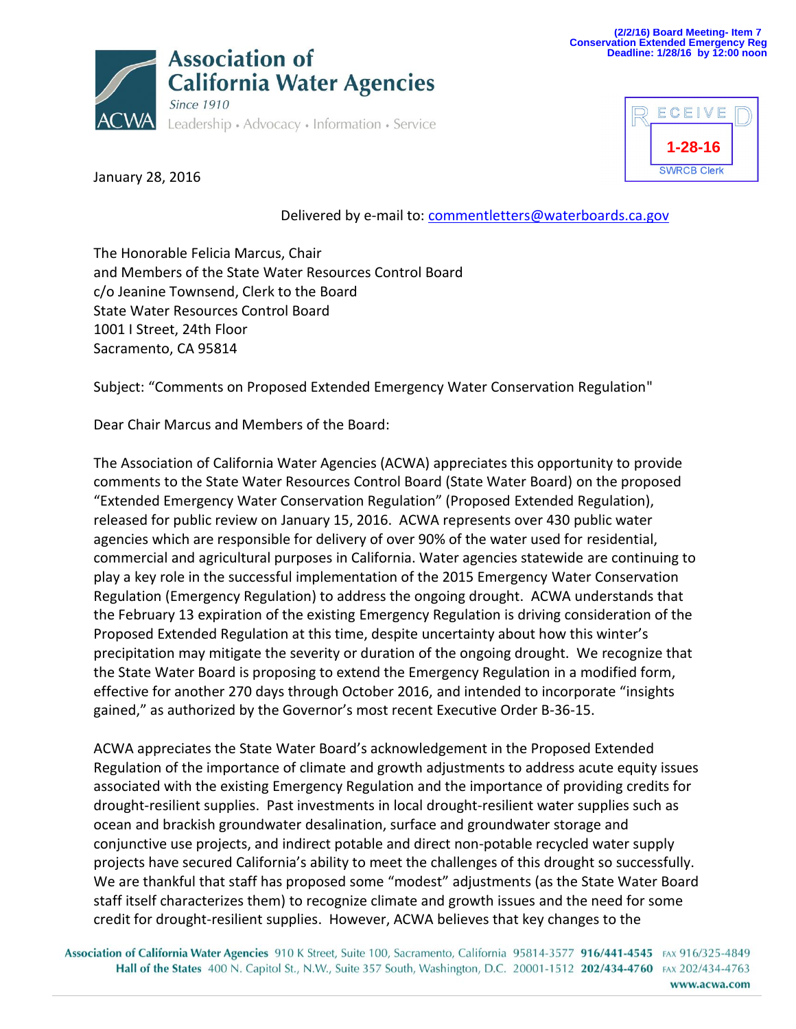(2/2/16) Board Meeting- Item 7
Conservation Extended Emergency Reg
Deadline: 1/28/16 by 12:00 noon

**Association of California Water Agencies**
*Since 1910*
Leadership • Advocacy • Information • Service

RECEIVED
1-28-16
SWRCB Clerk

January 28, 2016

Delivered by e-mail to: commentletters@waterboards.ca.gov

The Honorable Felicia Marcus, Chair
and Members of the State Water Resources Control Board
c/o Jeanine Townsend, Clerk to the Board
State Water Resources Control Board
1001 I Street, 24th Floor
Sacramento, CA 95814

Subject: "Comments on Proposed Extended Emergency Water Conservation Regulation"

Dear Chair Marcus and Members of the Board:

The Association of California Water Agencies (ACWA) appreciates this opportunity to provide comments to the State Water Resources Control Board (State Water Board) on the proposed "Extended Emergency Water Conservation Regulation" (Proposed Extended Regulation), released for public review on January 15, 2016. ACWA represents over 430 public water agencies which are responsible for delivery of over 90% of the water used for residential, commercial and agricultural purposes in California. Water agencies statewide are continuing to play a key role in the successful implementation of the 2015 Emergency Water Conservation Regulation (Emergency Regulation) to address the ongoing drought. ACWA understands that the February 13 expiration of the existing Emergency Regulation is driving consideration of the Proposed Extended Regulation at this time, despite uncertainty about how this winter's precipitation may mitigate the severity or duration of the ongoing drought. We recognize that the State Water Board is proposing to extend the Emergency Regulation in a modified form, effective for another 270 days through October 2016, and intended to incorporate "insights gained," as authorized by the Governor's most recent Executive Order B-36-15.

ACWA appreciates the State Water Board's acknowledgement in the Proposed Extended Regulation of the importance of climate and growth adjustments to address acute equity issues associated with the existing Emergency Regulation and the importance of providing credits for drought-resilient supplies. Past investments in local drought-resilient water supplies such as ocean and brackish groundwater desalination, surface and groundwater storage and conjunctive use projects, and indirect potable and direct non-potable recycled water supply projects have secured California's ability to meet the challenges of this drought so successfully. We are thankful that staff has proposed some "modest" adjustments (as the State Water Board staff itself characterizes them) to recognize climate and growth issues and the need for some credit for drought-resilient supplies. However, ACWA believes that key changes to the

**Association of California Water Agencies** 910 K Street, Suite 100, Sacramento, California 95814-3577 **916/441-4545** FAX 916/325-4849
**Hall of the States** 400 N. Capitol St., N.W., Suite 357 South, Washington, D.C. 20001-1512 **202/434-4760** FAX 202/434-4763
**www.acwa.com**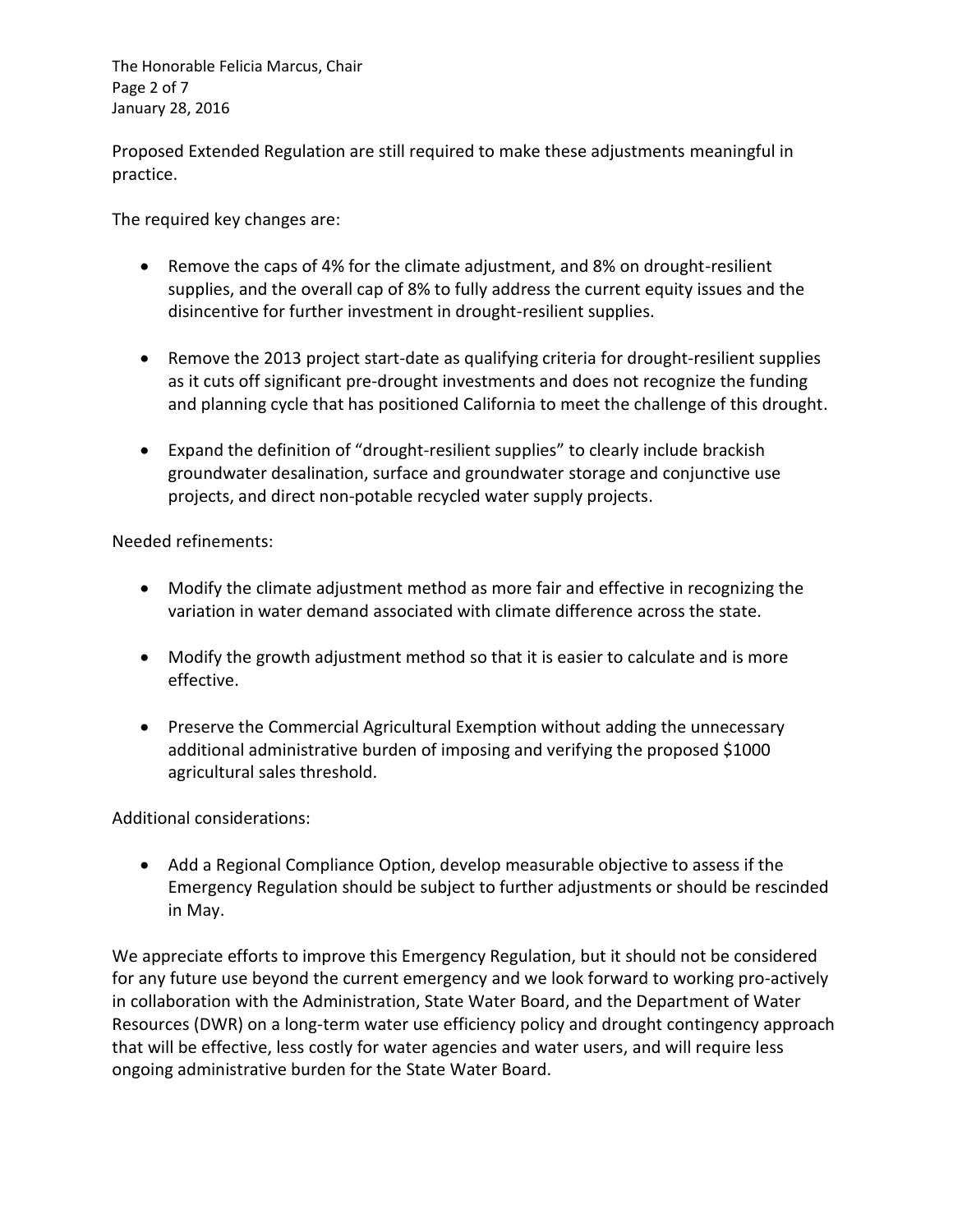Proposed Extended Regulation are still required to make these adjustments meaningful in practice.

The required key changes are:

- Remove the caps of 4% for the climate adjustment, and 8% on drought-resilient supplies, and the overall cap of 8% to fully address the current equity issues and the disincentive for further investment in drought-resilient supplies.
- Remove the 2013 project start-date as qualifying criteria for drought-resilient supplies as it cuts off significant pre-drought investments and does not recognize the funding and planning cycle that has positioned California to meet the challenge of this drought.
- Expand the definition of "drought-resilient supplies" to clearly include brackish groundwater desalination, surface and groundwater storage and conjunctive use projects, and direct non-potable recycled water supply projects.

Needed refinements:

- Modify the climate adjustment method as more fair and effective in recognizing the variation in water demand associated with climate difference across the state.
- Modify the growth adjustment method so that it is easier to calculate and is more effective.
- Preserve the Commercial Agricultural Exemption without adding the unnecessary additional administrative burden of imposing and verifying the proposed $1000 agricultural sales threshold.

Additional considerations:

- Add a Regional Compliance Option, develop measurable objective to assess if the Emergency Regulation should be subject to further adjustments or should be rescinded in May.

We appreciate efforts to improve this Emergency Regulation, but it should not be considered for any future use beyond the current emergency and we look forward to working pro-actively in collaboration with the Administration, State Water Board, and the Department of Water Resources (DWR) on a long-term water use efficiency policy and drought contingency approach that will be effective, less costly for water agencies and water users, and will require less ongoing administrative burden for the State Water Board.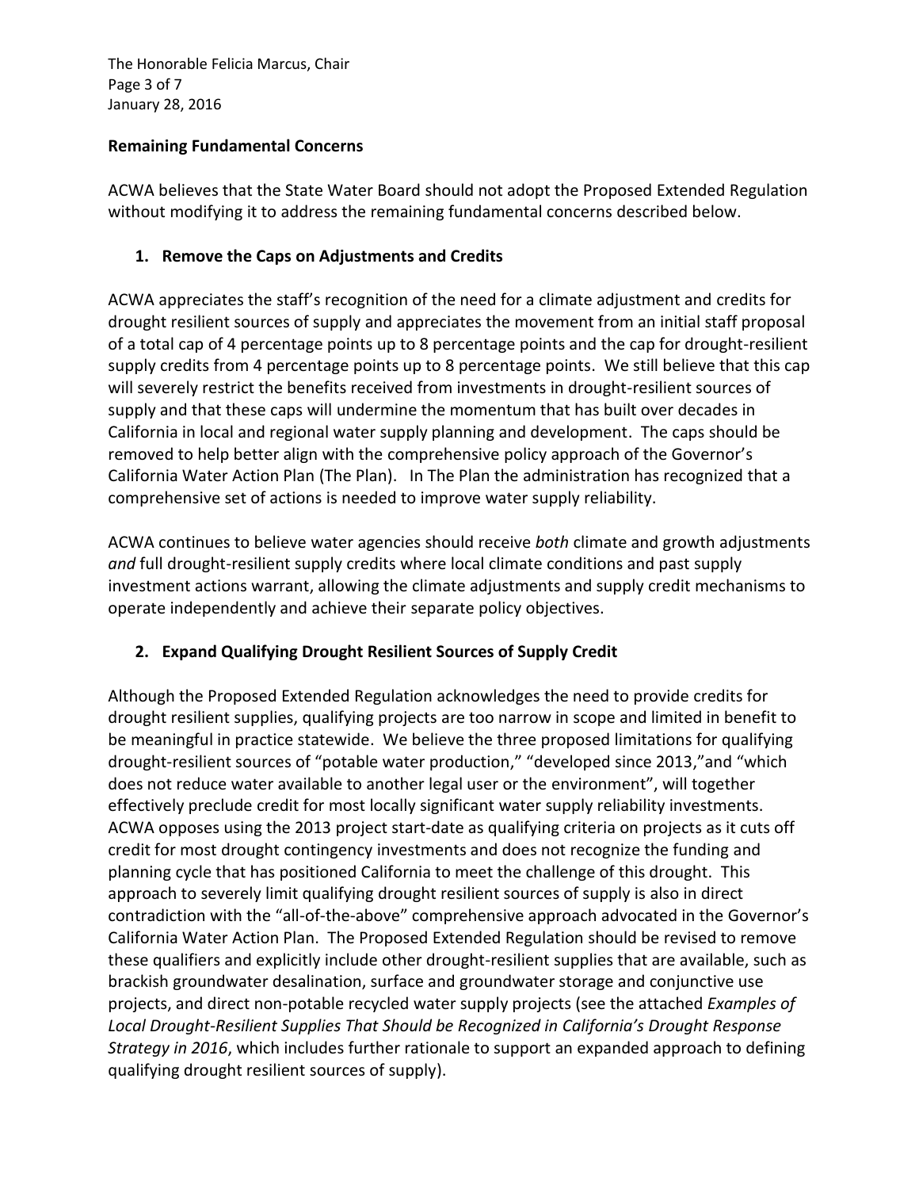## Remaining Fundamental Concerns

ACWA believes that the State Water Board should not adopt the Proposed Extended Regulation without modifying it to address the remaining fundamental concerns described below.

### 1. Remove the Caps on Adjustments and Credits

ACWA appreciates the staff's recognition of the need for a climate adjustment and credits for drought resilient sources of supply and appreciates the movement from an initial staff proposal of a total cap of 4 percentage points up to 8 percentage points and the cap for drought-resilient supply credits from 4 percentage points up to 8 percentage points. We still believe that this cap will severely restrict the benefits received from investments in drought-resilient sources of supply and that these caps will undermine the momentum that has built over decades in California in local and regional water supply planning and development. The caps should be removed to help better align with the comprehensive policy approach of the Governor's California Water Action Plan (The Plan). In The Plan the administration has recognized that a comprehensive set of actions is needed to improve water supply reliability.

ACWA continues to believe water agencies should receive *both* climate and growth adjustments *and* full drought-resilient supply credits where local climate conditions and past supply investment actions warrant, allowing the climate adjustments and supply credit mechanisms to operate independently and achieve their separate policy objectives.

### 2. Expand Qualifying Drought Resilient Sources of Supply Credit

Although the Proposed Extended Regulation acknowledges the need to provide credits for drought resilient supplies, qualifying projects are too narrow in scope and limited in benefit to be meaningful in practice statewide. We believe the three proposed limitations for qualifying drought-resilient sources of "potable water production," "developed since 2013,"and "which does not reduce water available to another legal user or the environment", will together effectively preclude credit for most locally significant water supply reliability investments. ACWA opposes using the 2013 project start-date as qualifying criteria on projects as it cuts off credit for most drought contingency investments and does not recognize the funding and planning cycle that has positioned California to meet the challenge of this drought. This approach to severely limit qualifying drought resilient sources of supply is also in direct contradiction with the "all-of-the-above" comprehensive approach advocated in the Governor's California Water Action Plan. The Proposed Extended Regulation should be revised to remove these qualifiers and explicitly include other drought-resilient supplies that are available, such as brackish groundwater desalination, surface and groundwater storage and conjunctive use projects, and direct non-potable recycled water supply projects (see the attached *Examples of Local Drought-Resilient Supplies That Should be Recognized in California's Drought Response Strategy in 2016*, which includes further rationale to support an expanded approach to defining qualifying drought resilient sources of supply).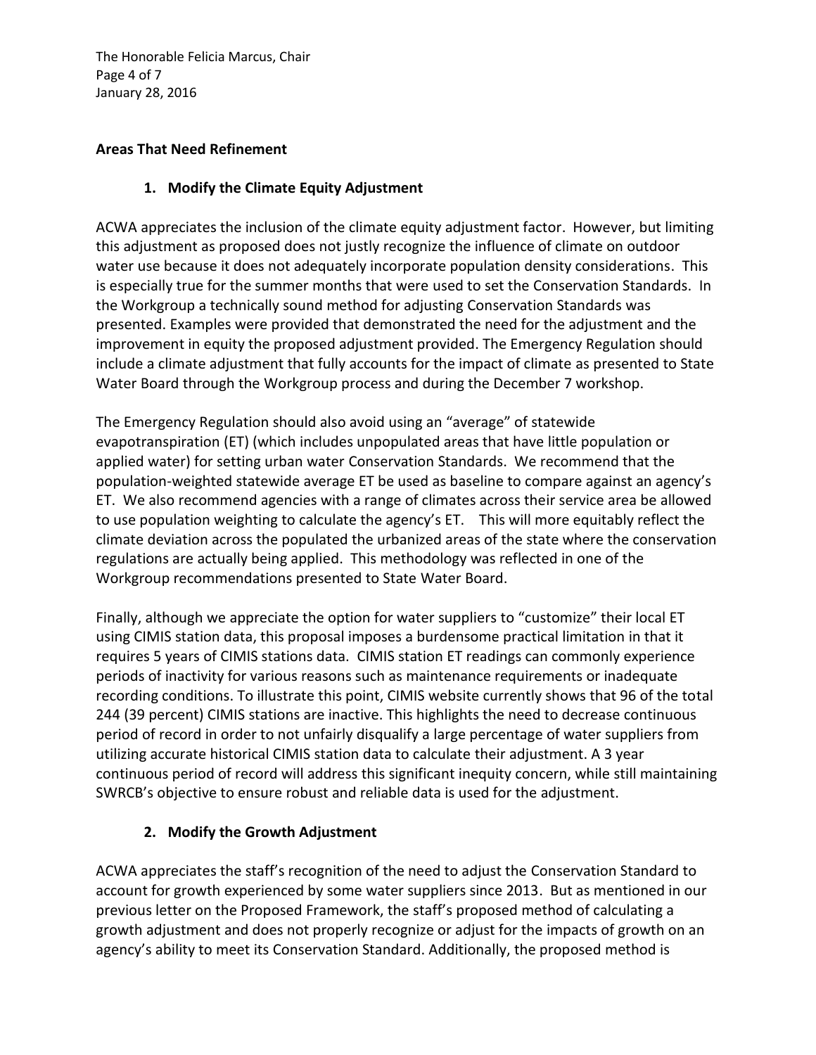**Areas That Need Refinement**

1. **Modify the Climate Equity Adjustment**

ACWA appreciates the inclusion of the climate equity adjustment factor. However, but limiting this adjustment as proposed does not justly recognize the influence of climate on outdoor water use because it does not adequately incorporate population density considerations. This is especially true for the summer months that were used to set the Conservation Standards. In the Workgroup a technically sound method for adjusting Conservation Standards was presented. Examples were provided that demonstrated the need for the adjustment and the improvement in equity the proposed adjustment provided. The Emergency Regulation should include a climate adjustment that fully accounts for the impact of climate as presented to State Water Board through the Workgroup process and during the December 7 workshop.

The Emergency Regulation should also avoid using an "average" of statewide evapotranspiration (ET) (which includes unpopulated areas that have little population or applied water) for setting urban water Conservation Standards. We recommend that the population-weighted statewide average ET be used as baseline to compare against an agency's ET. We also recommend agencies with a range of climates across their service area be allowed to use population weighting to calculate the agency's ET. This will more equitably reflect the climate deviation across the populated the urbanized areas of the state where the conservation regulations are actually being applied. This methodology was reflected in one of the Workgroup recommendations presented to State Water Board.

Finally, although we appreciate the option for water suppliers to "customize" their local ET using CIMIS station data, this proposal imposes a burdensome practical limitation in that it requires 5 years of CIMIS stations data. CIMIS station ET readings can commonly experience periods of inactivity for various reasons such as maintenance requirements or inadequate recording conditions. To illustrate this point, CIMIS website currently shows that 96 of the total 244 (39 percent) CIMIS stations are inactive. This highlights the need to decrease continuous period of record in order to not unfairly disqualify a large percentage of water suppliers from utilizing accurate historical CIMIS station data to calculate their adjustment. A 3 year continuous period of record will address this significant inequity concern, while still maintaining SWRCB's objective to ensure robust and reliable data is used for the adjustment.

2. **Modify the Growth Adjustment**

ACWA appreciates the staff's recognition of the need to adjust the Conservation Standard to account for growth experienced by some water suppliers since 2013. But as mentioned in our previous letter on the Proposed Framework, the staff's proposed method of calculating a growth adjustment and does not properly recognize or adjust for the impacts of growth on an agency's ability to meet its Conservation Standard. Additionally, the proposed method is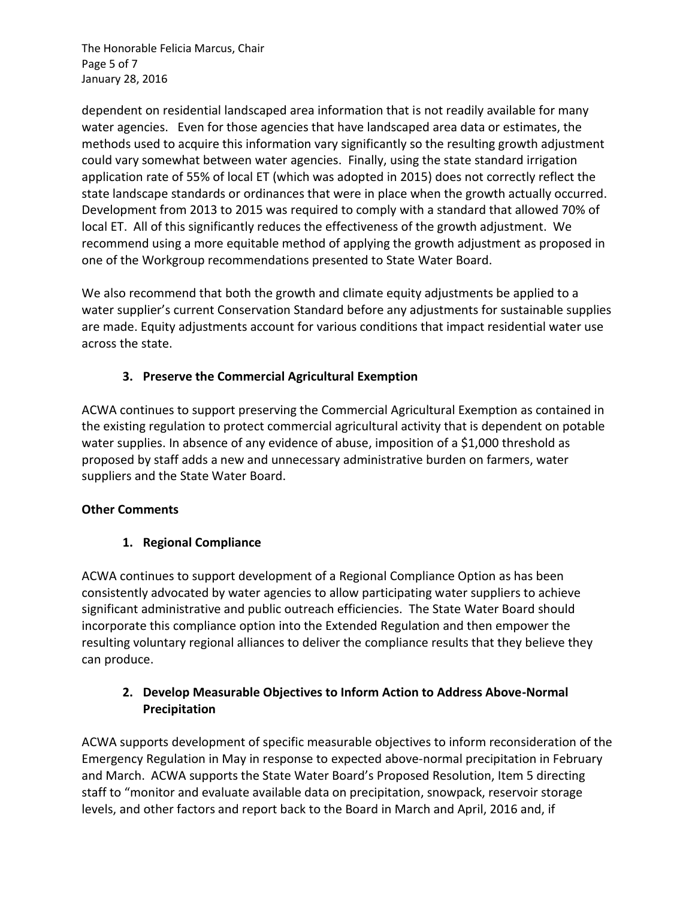dependent on residential landscaped area information that is not readily available for many water agencies. Even for those agencies that have landscaped area data or estimates, the methods used to acquire this information vary significantly so the resulting growth adjustment could vary somewhat between water agencies. Finally, using the state standard irrigation application rate of 55% of local ET (which was adopted in 2015) does not correctly reflect the state landscape standards or ordinances that were in place when the growth actually occurred. Development from 2013 to 2015 was required to comply with a standard that allowed 70% of local ET. All of this significantly reduces the effectiveness of the growth adjustment. We recommend using a more equitable method of applying the growth adjustment as proposed in one of the Workgroup recommendations presented to State Water Board.

We also recommend that both the growth and climate equity adjustments be applied to a water supplier's current Conservation Standard before any adjustments for sustainable supplies are made. Equity adjustments account for various conditions that impact residential water use across the state.

### 3. Preserve the Commercial Agricultural Exemption

ACWA continues to support preserving the Commercial Agricultural Exemption as contained in the existing regulation to protect commercial agricultural activity that is dependent on potable water supplies. In absence of any evidence of abuse, imposition of a $1,000 threshold as proposed by staff adds a new and unnecessary administrative burden on farmers, water suppliers and the State Water Board.

## Other Comments

### 1. Regional Compliance

ACWA continues to support development of a Regional Compliance Option as has been consistently advocated by water agencies to allow participating water suppliers to achieve significant administrative and public outreach efficiencies. The State Water Board should incorporate this compliance option into the Extended Regulation and then empower the resulting voluntary regional alliances to deliver the compliance results that they believe they can produce.

### 2. Develop Measurable Objectives to Inform Action to Address Above-Normal Precipitation

ACWA supports development of specific measurable objectives to inform reconsideration of the Emergency Regulation in May in response to expected above-normal precipitation in February and March. ACWA supports the State Water Board's Proposed Resolution, Item 5 directing staff to "monitor and evaluate available data on precipitation, snowpack, reservoir storage levels, and other factors and report back to the Board in March and April, 2016 and, if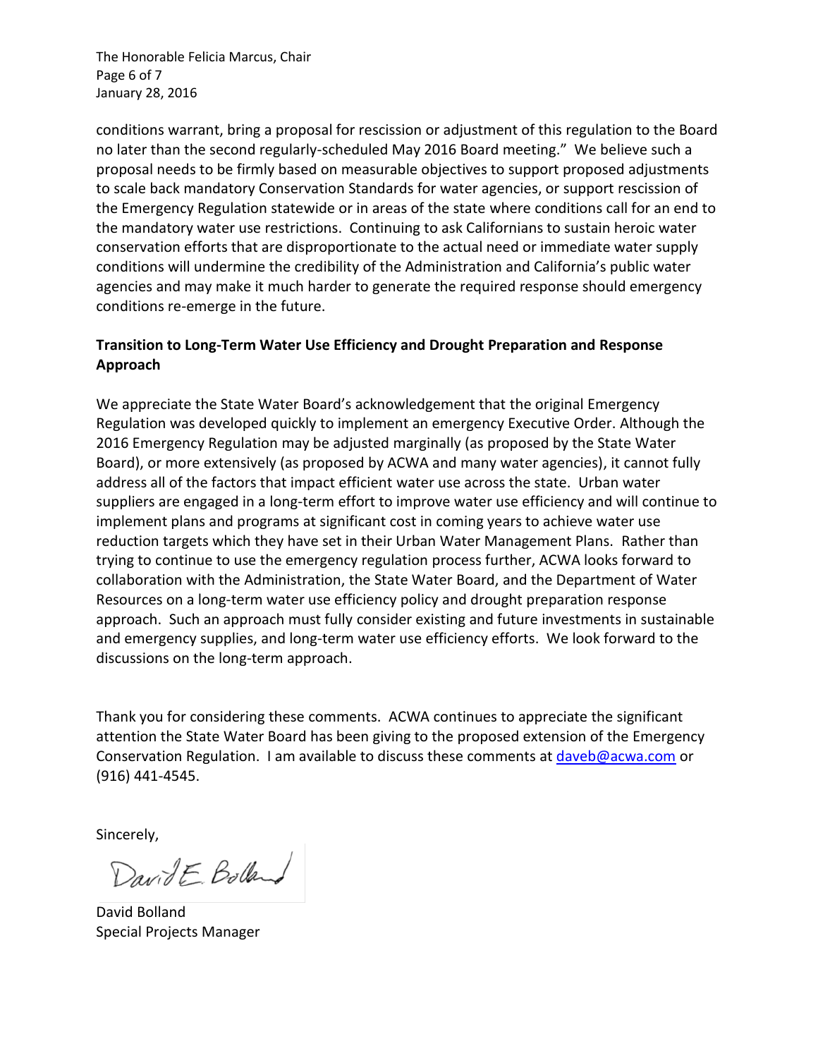conditions warrant, bring a proposal for rescission or adjustment of this regulation to the Board no later than the second regularly-scheduled May 2016 Board meeting." We believe such a proposal needs to be firmly based on measurable objectives to support proposed adjustments to scale back mandatory Conservation Standards for water agencies, or support rescission of the Emergency Regulation statewide or in areas of the state where conditions call for an end to the mandatory water use restrictions. Continuing to ask Californians to sustain heroic water conservation efforts that are disproportionate to the actual need or immediate water supply conditions will undermine the credibility of the Administration and California's public water agencies and may make it much harder to generate the required response should emergency conditions re-emerge in the future.

**Transition to Long-Term Water Use Efficiency and Drought Preparation and Response Approach**

We appreciate the State Water Board's acknowledgement that the original Emergency Regulation was developed quickly to implement an emergency Executive Order. Although the 2016 Emergency Regulation may be adjusted marginally (as proposed by the State Water Board), or more extensively (as proposed by ACWA and many water agencies), it cannot fully address all of the factors that impact efficient water use across the state. Urban water suppliers are engaged in a long-term effort to improve water use efficiency and will continue to implement plans and programs at significant cost in coming years to achieve water use reduction targets which they have set in their Urban Water Management Plans. Rather than trying to continue to use the emergency regulation process further, ACWA looks forward to collaboration with the Administration, the State Water Board, and the Department of Water Resources on a long-term water use efficiency policy and drought preparation response approach. Such an approach must fully consider existing and future investments in sustainable and emergency supplies, and long-term water use efficiency efforts. We look forward to the discussions on the long-term approach.

Thank you for considering these comments. ACWA continues to appreciate the significant attention the State Water Board has been giving to the proposed extension of the Emergency Conservation Regulation. I am available to discuss these comments at daveb@acwa.com or (916) 441-4545.

Sincerely,

David E. Bolland

David Bolland
Special Projects Manager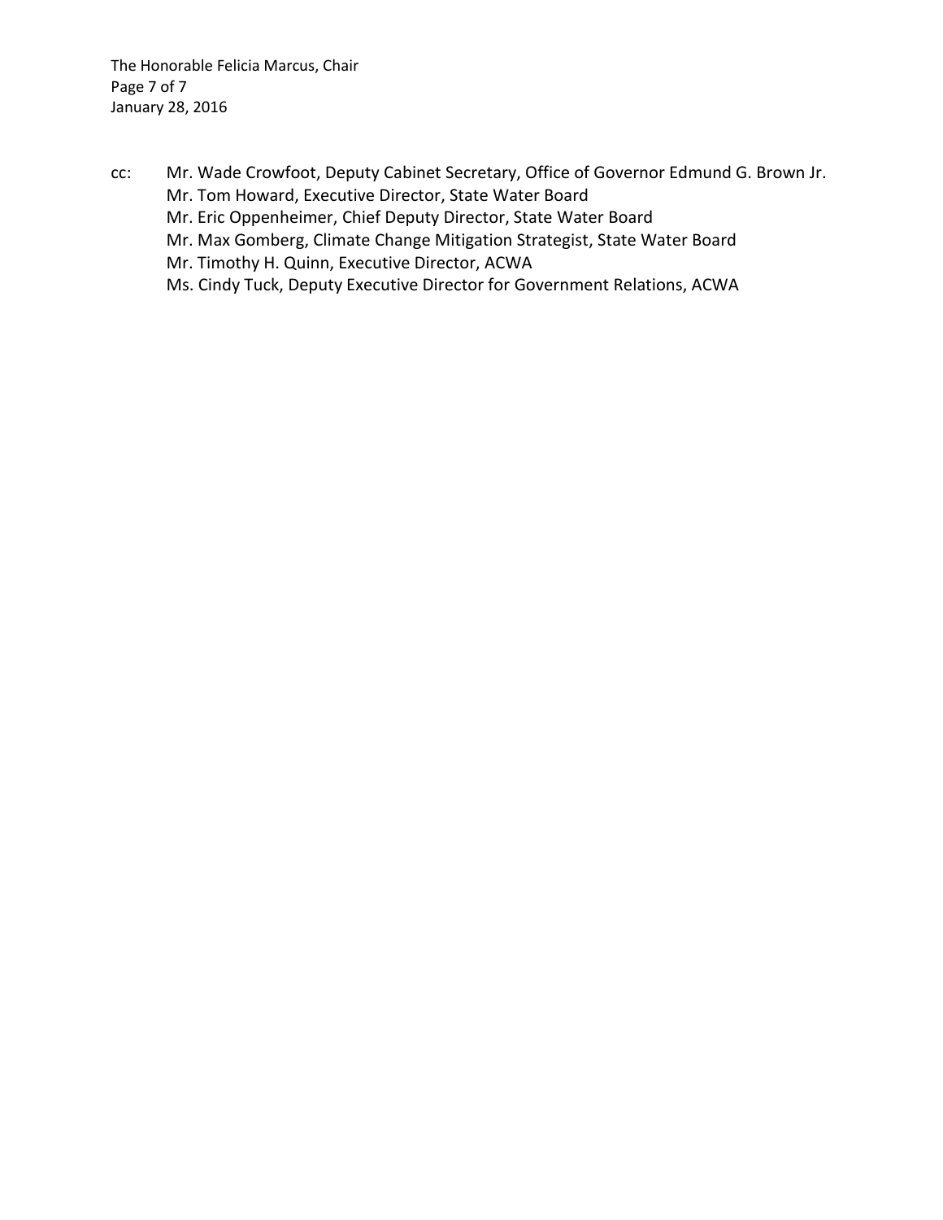cc: Mr. Wade Crowfoot, Deputy Cabinet Secretary, Office of Governor Edmund G. Brown Jr.
Mr. Tom Howard, Executive Director, State Water Board
Mr. Eric Oppenheimer, Chief Deputy Director, State Water Board
Mr. Max Gomberg, Climate Change Mitigation Strategist, State Water Board
Mr. Timothy H. Quinn, Executive Director, ACWA
Ms. Cindy Tuck, Deputy Executive Director for Government Relations, ACWA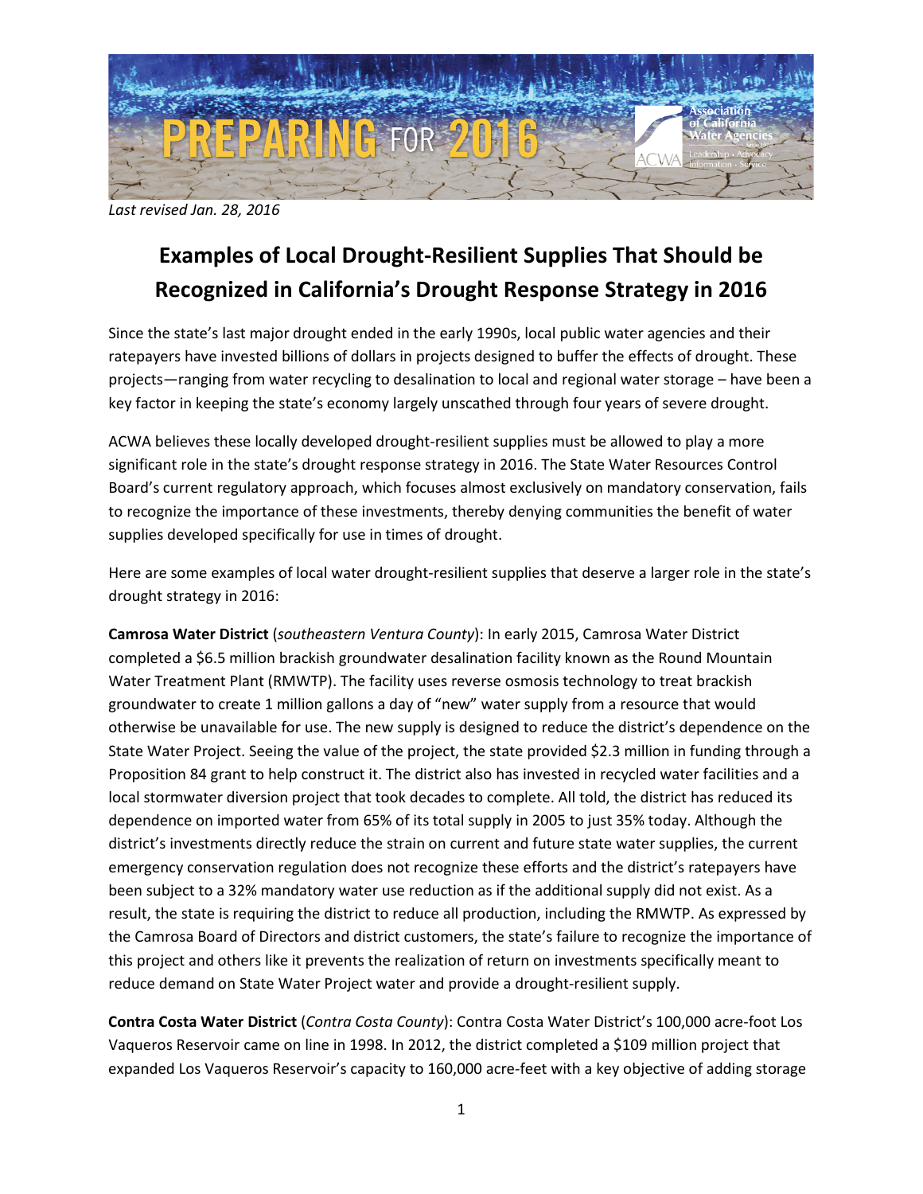Last revised Jan. 28, 2016

# Examples of Local Drought-Resilient Supplies That Should be Recognized in California's Drought Response Strategy in 2016

Since the state's last major drought ended in the early 1990s, local public water agencies and their ratepayers have invested billions of dollars in projects designed to buffer the effects of drought. These projects—ranging from water recycling to desalination to local and regional water storage – have been a key factor in keeping the state's economy largely unscathed through four years of severe drought.

ACWA believes these locally developed drought-resilient supplies must be allowed to play a more significant role in the state's drought response strategy in 2016. The State Water Resources Control Board's current regulatory approach, which focuses almost exclusively on mandatory conservation, fails to recognize the importance of these investments, thereby denying communities the benefit of water supplies developed specifically for use in times of drought.

Here are some examples of local water drought-resilient supplies that deserve a larger role in the state's drought strategy in 2016:

**Camrosa Water District** (*southeastern Ventura County*): In early 2015, Camrosa Water District completed a $6.5 million brackish groundwater desalination facility known as the Round Mountain Water Treatment Plant (RMWTP). The facility uses reverse osmosis technology to treat brackish groundwater to create 1 million gallons a day of "new" water supply from a resource that would otherwise be unavailable for use. The new supply is designed to reduce the district's dependence on the State Water Project. Seeing the value of the project, the state provided $2.3 million in funding through a Proposition 84 grant to help construct it. The district also has invested in recycled water facilities and a local stormwater diversion project that took decades to complete. All told, the district has reduced its dependence on imported water from 65% of its total supply in 2005 to just 35% today. Although the district's investments directly reduce the strain on current and future state water supplies, the current emergency conservation regulation does not recognize these efforts and the district's ratepayers have been subject to a 32% mandatory water use reduction as if the additional supply did not exist. As a result, the state is requiring the district to reduce all production, including the RMWTP. As expressed by the Camrosa Board of Directors and district customers, the state's failure to recognize the importance of this project and others like it prevents the realization of return on investments specifically meant to reduce demand on State Water Project water and provide a drought-resilient supply.

**Contra Costa Water District** (*Contra Costa County*): Contra Costa Water District's 100,000 acre-foot Los Vaqueros Reservoir came on line in 1998. In 2012, the district completed a $109 million project that expanded Los Vaqueros Reservoir's capacity to 160,000 acre-feet with a key objective of adding storage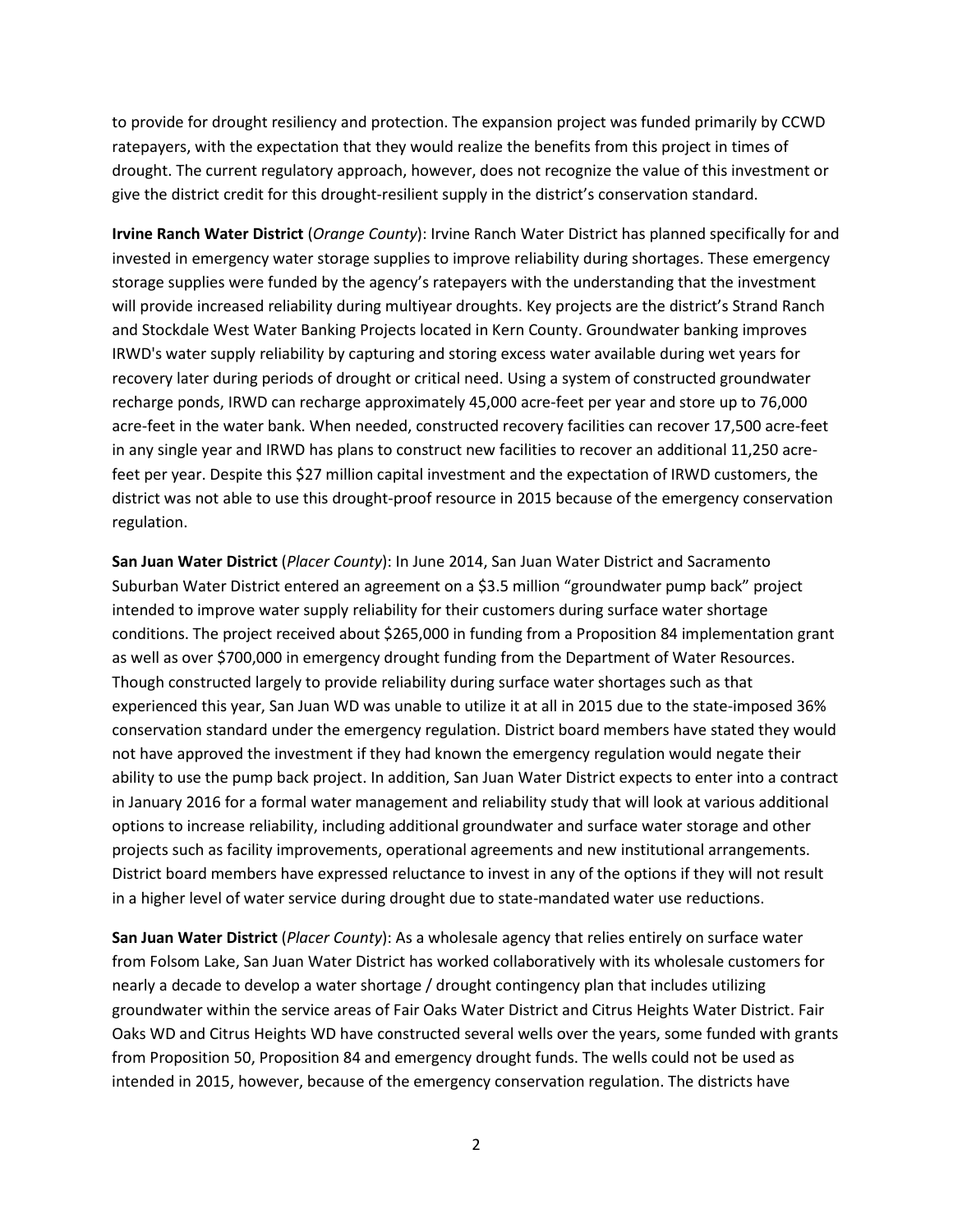to provide for drought resiliency and protection. The expansion project was funded primarily by CCWD ratepayers, with the expectation that they would realize the benefits from this project in times of drought. The current regulatory approach, however, does not recognize the value of this investment or give the district credit for this drought-resilient supply in the district's conservation standard.

**Irvine Ranch Water District** (*Orange County*): Irvine Ranch Water District has planned specifically for and invested in emergency water storage supplies to improve reliability during shortages. These emergency storage supplies were funded by the agency's ratepayers with the understanding that the investment will provide increased reliability during multiyear droughts. Key projects are the district's Strand Ranch and Stockdale West Water Banking Projects located in Kern County. Groundwater banking improves IRWD's water supply reliability by capturing and storing excess water available during wet years for recovery later during periods of drought or critical need. Using a system of constructed groundwater recharge ponds, IRWD can recharge approximately 45,000 acre-feet per year and store up to 76,000 acre-feet in the water bank. When needed, constructed recovery facilities can recover 17,500 acre-feet in any single year and IRWD has plans to construct new facilities to recover an additional 11,250 acre-feet per year. Despite this $27 million capital investment and the expectation of IRWD customers, the district was not able to use this drought-proof resource in 2015 because of the emergency conservation regulation.

**San Juan Water District** (*Placer County*): In June 2014, San Juan Water District and Sacramento Suburban Water District entered an agreement on a $3.5 million "groundwater pump back" project intended to improve water supply reliability for their customers during surface water shortage conditions. The project received about $265,000 in funding from a Proposition 84 implementation grant as well as over $700,000 in emergency drought funding from the Department of Water Resources. Though constructed largely to provide reliability during surface water shortages such as that experienced this year, San Juan WD was unable to utilize it at all in 2015 due to the state-imposed 36% conservation standard under the emergency regulation. District board members have stated they would not have approved the investment if they had known the emergency regulation would negate their ability to use the pump back project. In addition, San Juan Water District expects to enter into a contract in January 2016 for a formal water management and reliability study that will look at various additional options to increase reliability, including additional groundwater and surface water storage and other projects such as facility improvements, operational agreements and new institutional arrangements. District board members have expressed reluctance to invest in any of the options if they will not result in a higher level of water service during drought due to state-mandated water use reductions.

**San Juan Water District** (*Placer County*): As a wholesale agency that relies entirely on surface water from Folsom Lake, San Juan Water District has worked collaboratively with its wholesale customers for nearly a decade to develop a water shortage / drought contingency plan that includes utilizing groundwater within the service areas of Fair Oaks Water District and Citrus Heights Water District. Fair Oaks WD and Citrus Heights WD have constructed several wells over the years, some funded with grants from Proposition 50, Proposition 84 and emergency drought funds. The wells could not be used as intended in 2015, however, because of the emergency conservation regulation. The districts have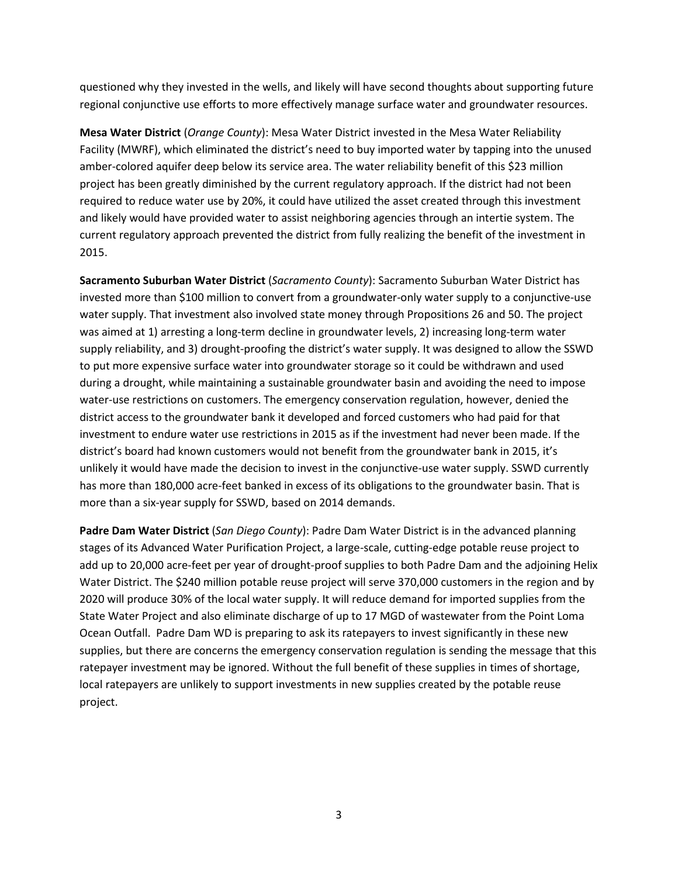questioned why they invested in the wells, and likely will have second thoughts about supporting future regional conjunctive use efforts to more effectively manage surface water and groundwater resources.

**Mesa Water District** (*Orange County*): Mesa Water District invested in the Mesa Water Reliability Facility (MWRF), which eliminated the district's need to buy imported water by tapping into the unused amber-colored aquifer deep below its service area. The water reliability benefit of this $23 million project has been greatly diminished by the current regulatory approach. If the district had not been required to reduce water use by 20%, it could have utilized the asset created through this investment and likely would have provided water to assist neighboring agencies through an intertie system. The current regulatory approach prevented the district from fully realizing the benefit of the investment in 2015.

**Sacramento Suburban Water District** (*Sacramento County*): Sacramento Suburban Water District has invested more than $100 million to convert from a groundwater-only water supply to a conjunctive-use water supply. That investment also involved state money through Propositions 26 and 50. The project was aimed at 1) arresting a long-term decline in groundwater levels, 2) increasing long-term water supply reliability, and 3) drought-proofing the district's water supply. It was designed to allow the SSWD to put more expensive surface water into groundwater storage so it could be withdrawn and used during a drought, while maintaining a sustainable groundwater basin and avoiding the need to impose water-use restrictions on customers. The emergency conservation regulation, however, denied the district access to the groundwater bank it developed and forced customers who had paid for that investment to endure water use restrictions in 2015 as if the investment had never been made. If the district's board had known customers would not benefit from the groundwater bank in 2015, it's unlikely it would have made the decision to invest in the conjunctive-use water supply. SSWD currently has more than 180,000 acre-feet banked in excess of its obligations to the groundwater basin. That is more than a six-year supply for SSWD, based on 2014 demands.

**Padre Dam Water District** (*San Diego County*): Padre Dam Water District is in the advanced planning stages of its Advanced Water Purification Project, a large-scale, cutting-edge potable reuse project to add up to 20,000 acre-feet per year of drought-proof supplies to both Padre Dam and the adjoining Helix Water District. The $240 million potable reuse project will serve 370,000 customers in the region and by 2020 will produce 30% of the local water supply. It will reduce demand for imported supplies from the State Water Project and also eliminate discharge of up to 17 MGD of wastewater from the Point Loma Ocean Outfall. Padre Dam WD is preparing to ask its ratepayers to invest significantly in these new supplies, but there are concerns the emergency conservation regulation is sending the message that this ratepayer investment may be ignored. Without the full benefit of these supplies in times of shortage, local ratepayers are unlikely to support investments in new supplies created by the potable reuse project.